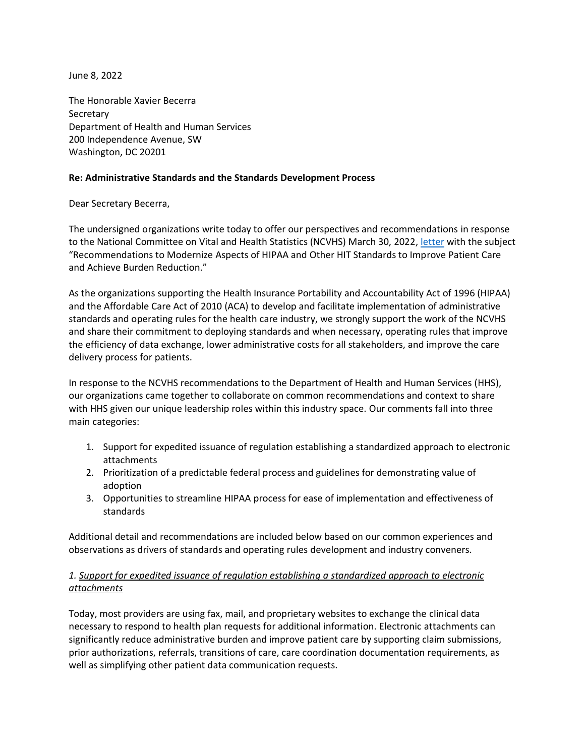June 8, 2022

The Honorable Xavier Becerra
Secretary
Department of Health and Human Services
200 Independence Avenue, SW
Washington, DC 20201

**Re: Administrative Standards and the Standards Development Process**

Dear Secretary Becerra,

The undersigned organizations write today to offer our perspectives and recommendations in response to the National Committee on Vital and Health Statistics (NCVHS) March 30, 2022, letter with the subject "Recommendations to Modernize Aspects of HIPAA and Other HIT Standards to Improve Patient Care and Achieve Burden Reduction."

As the organizations supporting the Health Insurance Portability and Accountability Act of 1996 (HIPAA) and the Affordable Care Act of 2010 (ACA) to develop and facilitate implementation of administrative standards and operating rules for the health care industry, we strongly support the work of the NCVHS and share their commitment to deploying standards and when necessary, operating rules that improve the efficiency of data exchange, lower administrative costs for all stakeholders, and improve the care delivery process for patients.

In response to the NCVHS recommendations to the Department of Health and Human Services (HHS), our organizations came together to collaborate on common recommendations and context to share with HHS given our unique leadership roles within this industry space. Our comments fall into three main categories:

1. Support for expedited issuance of regulation establishing a standardized approach to electronic attachments
2. Prioritization of a predictable federal process and guidelines for demonstrating value of adoption
3. Opportunities to streamline HIPAA process for ease of implementation and effectiveness of standards

Additional detail and recommendations are included below based on our common experiences and observations as drivers of standards and operating rules development and industry conveners.

*1. <u>Support for expedited issuance of regulation establishing a standardized approach to electronic attachments</u>*

Today, most providers are using fax, mail, and proprietary websites to exchange the clinical data necessary to respond to health plan requests for additional information. Electronic attachments can significantly reduce administrative burden and improve patient care by supporting claim submissions, prior authorizations, referrals, transitions of care, care coordination documentation requirements, as well as simplifying other patient data communication requests.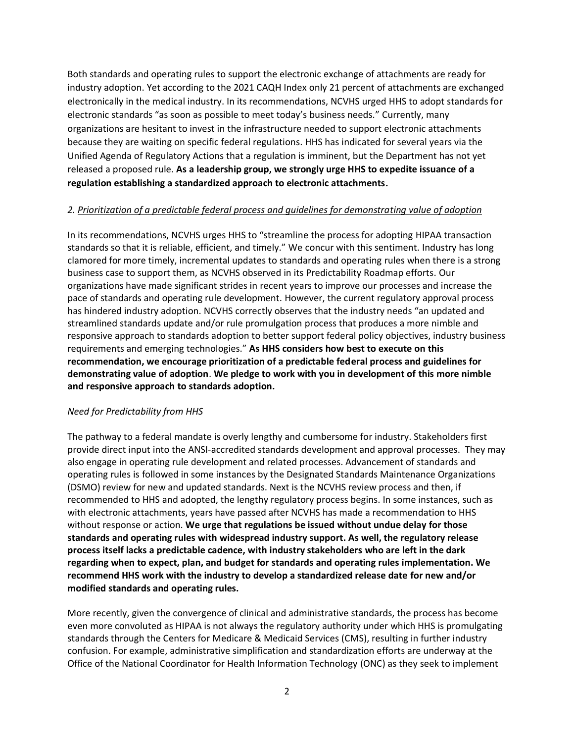Both standards and operating rules to support the electronic exchange of attachments are ready for industry adoption. Yet according to the 2021 CAQH Index only 21 percent of attachments are exchanged electronically in the medical industry. In its recommendations, NCVHS urged HHS to adopt standards for electronic standards "as soon as possible to meet today's business needs." Currently, many organizations are hesitant to invest in the infrastructure needed to support electronic attachments because they are waiting on specific federal regulations. HHS has indicated for several years via the Unified Agenda of Regulatory Actions that a regulation is imminent, but the Department has not yet released a proposed rule. **As a leadership group, we strongly urge HHS to expedite issuance of a regulation establishing a standardized approach to electronic attachments.**

*2. <u>Prioritization of a predictable federal process and guidelines for demonstrating value of adoption</u>*

In its recommendations, NCVHS urges HHS to "streamline the process for adopting HIPAA transaction standards so that it is reliable, efficient, and timely." We concur with this sentiment. Industry has long clamored for more timely, incremental updates to standards and operating rules when there is a strong business case to support them, as NCVHS observed in its Predictability Roadmap efforts. Our organizations have made significant strides in recent years to improve our processes and increase the pace of standards and operating rule development. However, the current regulatory approval process has hindered industry adoption. NCVHS correctly observes that the industry needs "an updated and streamlined standards update and/or rule promulgation process that produces a more nimble and responsive approach to standards adoption to better support federal policy objectives, industry business requirements and emerging technologies." **As HHS considers how best to execute on this recommendation, we encourage prioritization of a predictable federal process and guidelines for demonstrating value of adoption**. **We pledge to work with you in development of this more nimble and responsive approach to standards adoption.**

*Need for Predictability from HHS*

The pathway to a federal mandate is overly lengthy and cumbersome for industry. Stakeholders first provide direct input into the ANSI-accredited standards development and approval processes. They may also engage in operating rule development and related processes. Advancement of standards and operating rules is followed in some instances by the Designated Standards Maintenance Organizations (DSMO) review for new and updated standards. Next is the NCVHS review process and then, if recommended to HHS and adopted, the lengthy regulatory process begins. In some instances, such as with electronic attachments, years have passed after NCVHS has made a recommendation to HHS without response or action. **We urge that regulations be issued without undue delay for those standards and operating rules with widespread industry support. As well, the regulatory release process itself lacks a predictable cadence, with industry stakeholders who are left in the dark regarding when to expect, plan, and budget for standards and operating rules implementation. We recommend HHS work with the industry to develop a standardized release date for new and/or modified standards and operating rules.**

More recently, given the convergence of clinical and administrative standards, the process has become even more convoluted as HIPAA is not always the regulatory authority under which HHS is promulgating standards through the Centers for Medicare & Medicaid Services (CMS), resulting in further industry confusion. For example, administrative simplification and standardization efforts are underway at the Office of the National Coordinator for Health Information Technology (ONC) as they seek to implement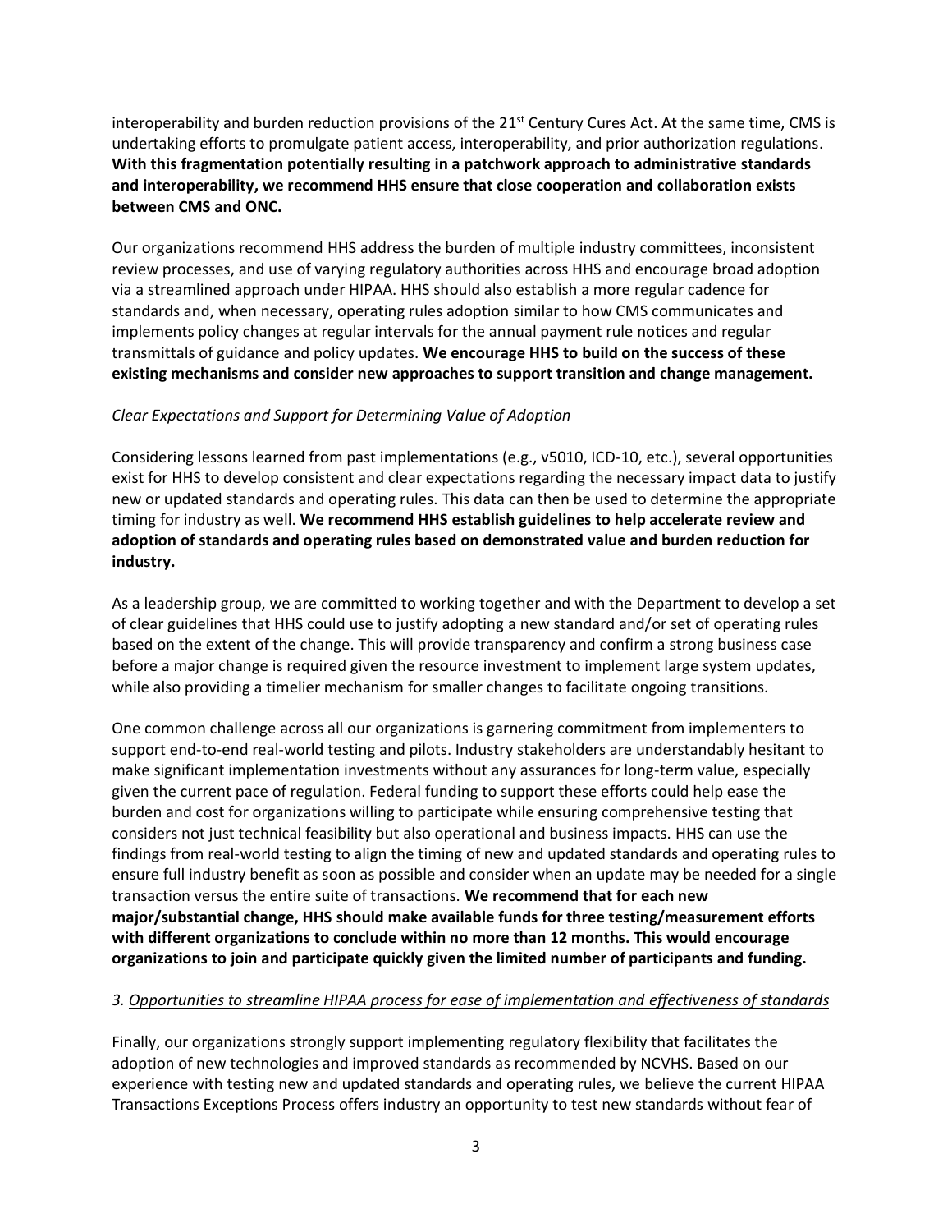interoperability and burden reduction provisions of the 21st Century Cures Act. At the same time, CMS is undertaking efforts to promulgate patient access, interoperability, and prior authorization regulations. **With this fragmentation potentially resulting in a patchwork approach to administrative standards and interoperability, we recommend HHS ensure that close cooperation and collaboration exists between CMS and ONC.**

Our organizations recommend HHS address the burden of multiple industry committees, inconsistent review processes, and use of varying regulatory authorities across HHS and encourage broad adoption via a streamlined approach under HIPAA. HHS should also establish a more regular cadence for standards and, when necessary, operating rules adoption similar to how CMS communicates and implements policy changes at regular intervals for the annual payment rule notices and regular transmittals of guidance and policy updates. **We encourage HHS to build on the success of these existing mechanisms and consider new approaches to support transition and change management.**

*Clear Expectations and Support for Determining Value of Adoption*

Considering lessons learned from past implementations (e.g., v5010, ICD-10, etc.), several opportunities exist for HHS to develop consistent and clear expectations regarding the necessary impact data to justify new or updated standards and operating rules. This data can then be used to determine the appropriate timing for industry as well. **We recommend HHS establish guidelines to help accelerate review and adoption of standards and operating rules based on demonstrated value and burden reduction for industry.**

As a leadership group, we are committed to working together and with the Department to develop a set of clear guidelines that HHS could use to justify adopting a new standard and/or set of operating rules based on the extent of the change. This will provide transparency and confirm a strong business case before a major change is required given the resource investment to implement large system updates, while also providing a timelier mechanism for smaller changes to facilitate ongoing transitions.

One common challenge across all our organizations is garnering commitment from implementers to support end-to-end real-world testing and pilots. Industry stakeholders are understandably hesitant to make significant implementation investments without any assurances for long-term value, especially given the current pace of regulation. Federal funding to support these efforts could help ease the burden and cost for organizations willing to participate while ensuring comprehensive testing that considers not just technical feasibility but also operational and business impacts. HHS can use the findings from real-world testing to align the timing of new and updated standards and operating rules to ensure full industry benefit as soon as possible and consider when an update may be needed for a single transaction versus the entire suite of transactions. **We recommend that for each new major/substantial change, HHS should make available funds for three testing/measurement efforts with different organizations to conclude within no more than 12 months. This would encourage organizations to join and participate quickly given the limited number of participants and funding.**

*3. <u>Opportunities to streamline HIPAA process for ease of implementation and effectiveness of standards</u>*

Finally, our organizations strongly support implementing regulatory flexibility that facilitates the adoption of new technologies and improved standards as recommended by NCVHS. Based on our experience with testing new and updated standards and operating rules, we believe the current HIPAA Transactions Exceptions Process offers industry an opportunity to test new standards without fear of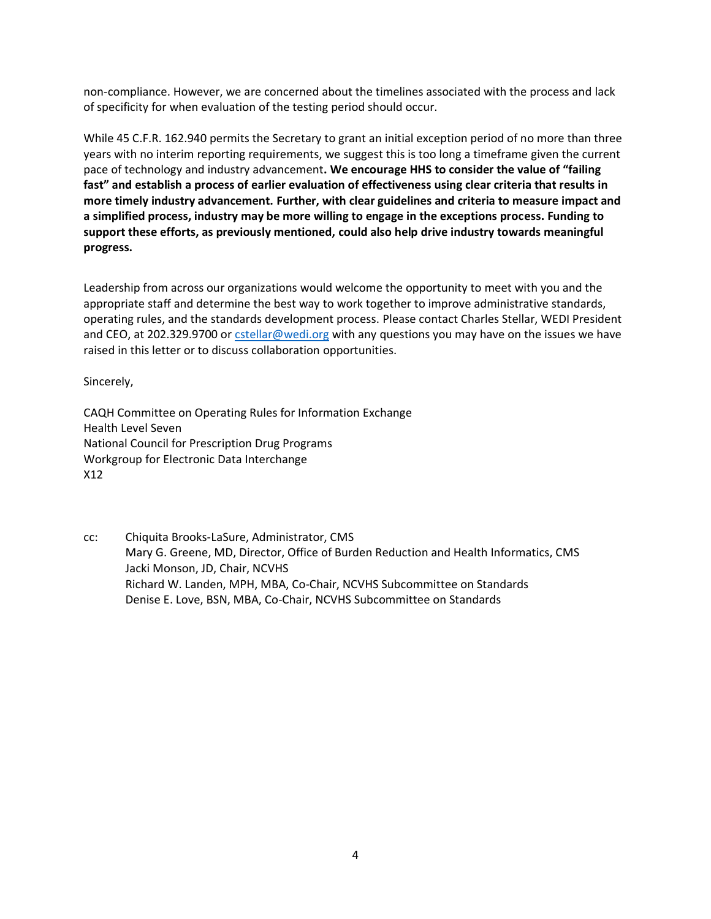non-compliance. However, we are concerned about the timelines associated with the process and lack of specificity for when evaluation of the testing period should occur.

While 45 C.F.R. 162.940 permits the Secretary to grant an initial exception period of no more than three years with no interim reporting requirements, we suggest this is too long a timeframe given the current pace of technology and industry advancement**. We encourage HHS to consider the value of "failing fast" and establish a process of earlier evaluation of effectiveness using clear criteria that results in more timely industry advancement. Further, with clear guidelines and criteria to measure impact and a simplified process, industry may be more willing to engage in the exceptions process. Funding to support these efforts, as previously mentioned, could also help drive industry towards meaningful progress.**

Leadership from across our organizations would welcome the opportunity to meet with you and the appropriate staff and determine the best way to work together to improve administrative standards, operating rules, and the standards development process. Please contact Charles Stellar, WEDI President and CEO, at 202.329.9700 or [cstellar@wedi.org](mailto:cstellar@wedi.org) with any questions you may have on the issues we have raised in this letter or to discuss collaboration opportunities.

Sincerely,

CAQH Committee on Operating Rules for Information Exchange
Health Level Seven
National Council for Prescription Drug Programs
Workgroup for Electronic Data Interchange
X12

cc: Chiquita Brooks-LaSure, Administrator, CMS
Mary G. Greene, MD, Director, Office of Burden Reduction and Health Informatics, CMS
Jacki Monson, JD, Chair, NCVHS
Richard W. Landen, MPH, MBA, Co-Chair, NCVHS Subcommittee on Standards
Denise E. Love, BSN, MBA, Co-Chair, NCVHS Subcommittee on Standards